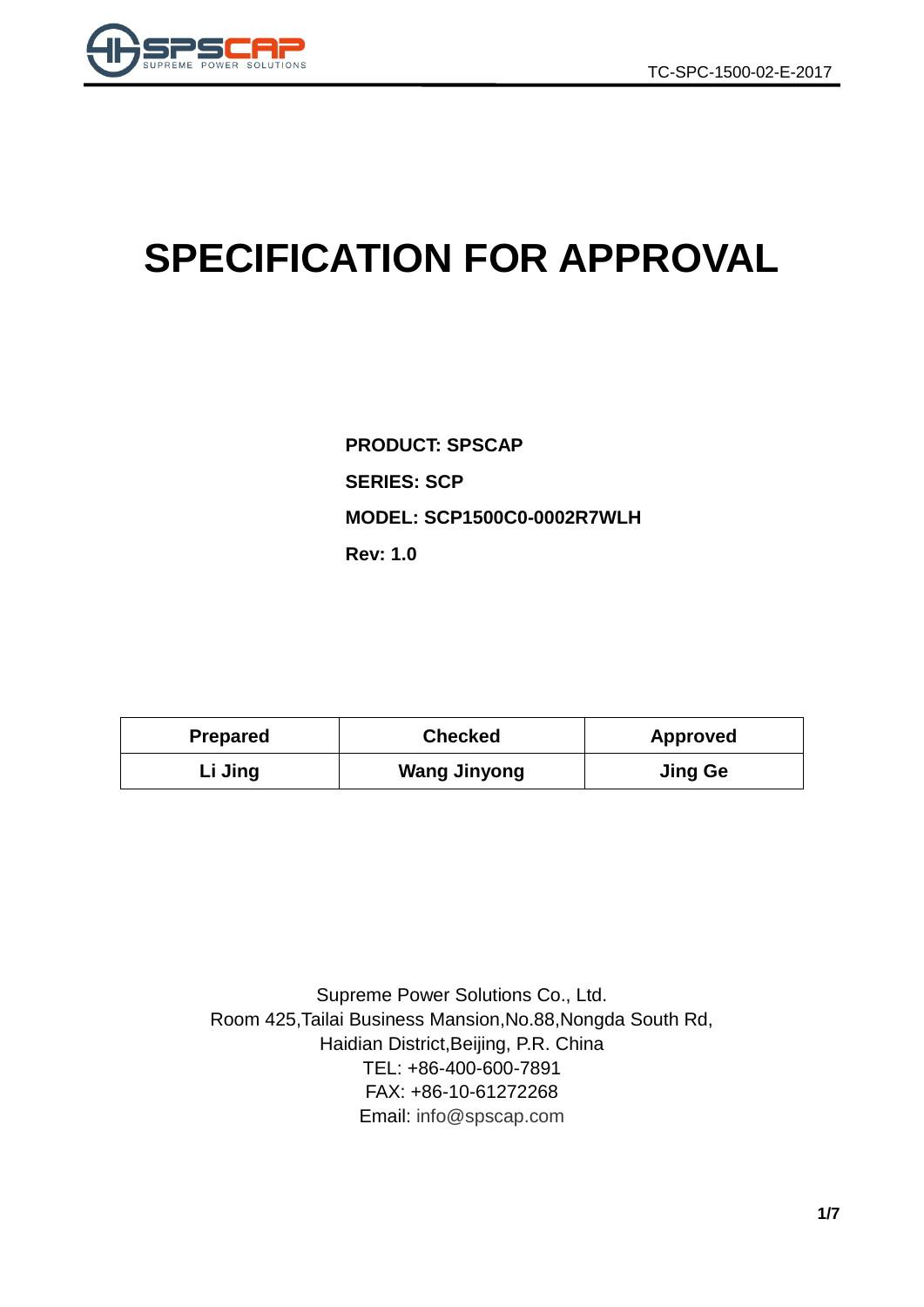# SPECIFICATION FOR APPROVAL

**PRODUCT: SPSCAP**

**SERIES: SCP**

**MODEL: SCP1500C0-0002R7WLH**

**Rev: 1.0**

| Prepared | Checked | Approved |
|---|---|---|
| Li Jing | Wang Jinyong | Jing Ge |

Supreme Power Solutions Co., Ltd.
Room 425,Tailai Business Mansion,No.88,Nongda South Rd,
Haidian District,Beijing, P.R. China
TEL: +86-400-600-7891
FAX: +86-10-61272268
Email: info@spscap.com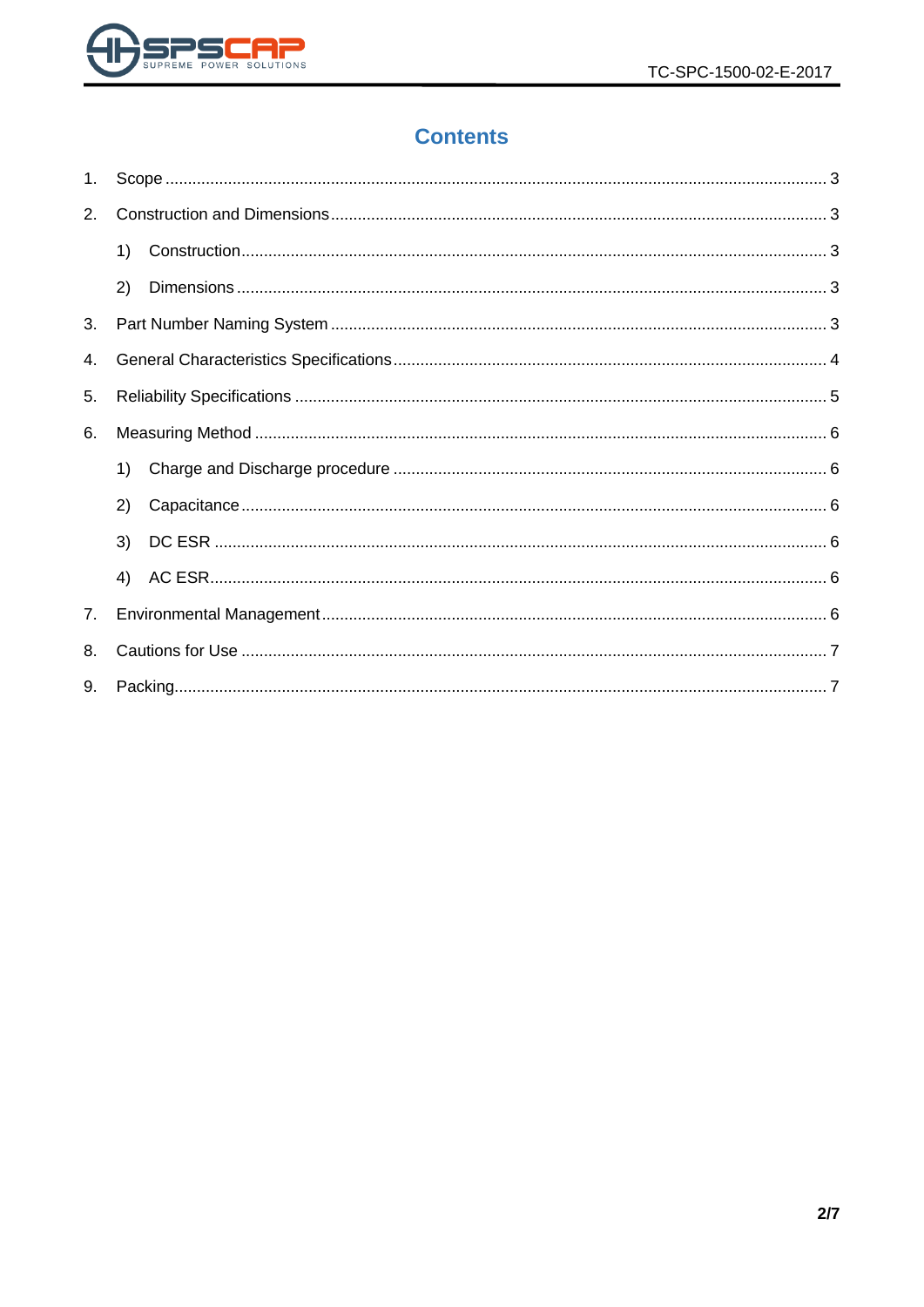# Contents

1. Scope ........ 3
2. Construction and Dimensions ........ 3
   1) Construction ........ 3
   2) Dimensions ........ 3
3. Part Number Naming System ........ 3
4. General Characteristics Specifications ........ 4
5. Reliability Specifications ........ 5
6. Measuring Method ........ 6
   1) Charge and Discharge procedure ........ 6
   2) Capacitance ........ 6
   3) DC ESR ........ 6
   4) AC ESR ........ 6
7. Environmental Management ........ 6
8. Cautions for Use ........ 7
9. Packing ........ 7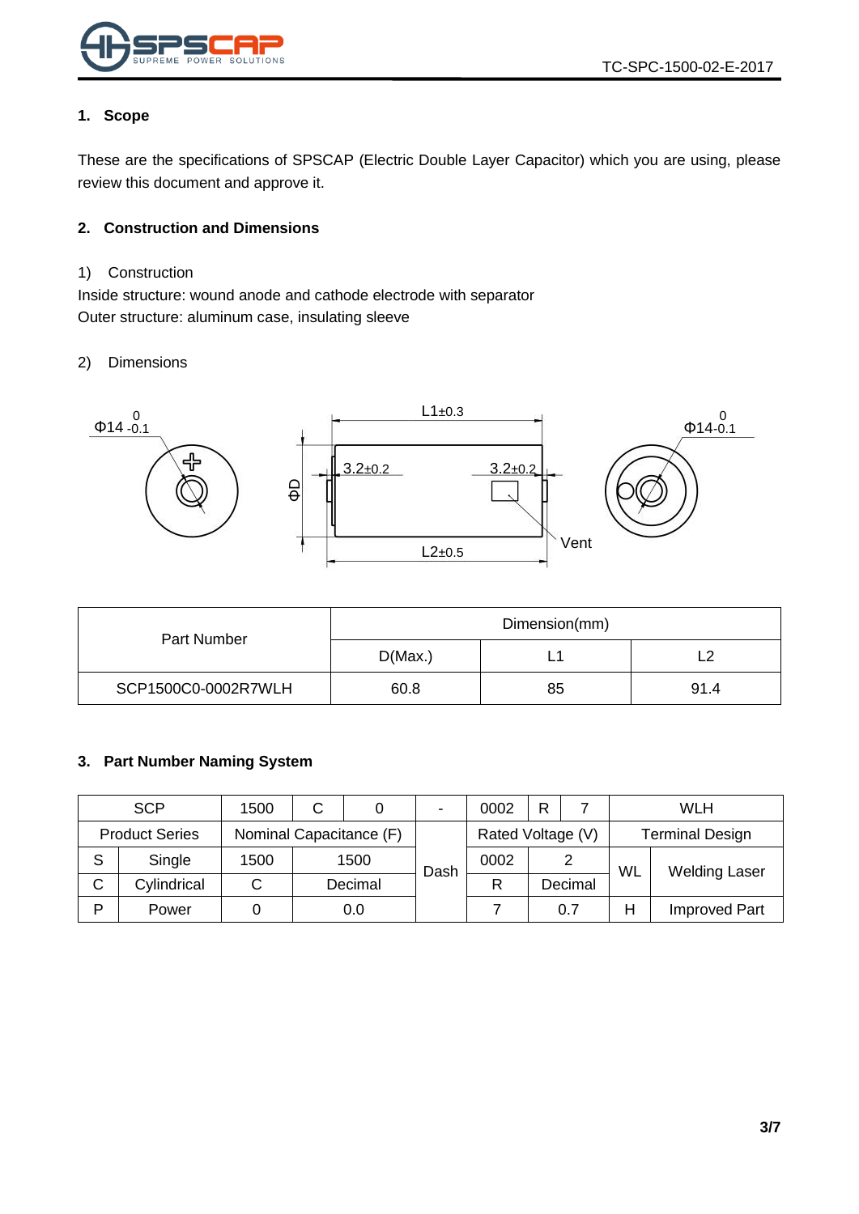## 1. Scope

These are the specifications of SPSCAP (Electric Double Layer Capacitor) which you are using, please review this document and approve it.

## 2. Construction and Dimensions

1) Construction

Inside structure: wound anode and cathode electrode with separator

Outer structure: aluminum case, insulating sleeve

2) Dimensions

$\Phi 14^{\,0}_{-0.1}$ &nbsp; L1±0.3 &nbsp; $\Phi 14^{\,0}_{-0.1}$

ΦD &nbsp; 3.2±0.2 &nbsp; 3.2±0.2 &nbsp; Vent &nbsp; L2±0.5

| Part Number | Dimension(mm) | | |
|---|---|---|---|
| | D(Max.) | L1 | L2 |
| SCP1500C0-0002R7WLH | 60.8 | 85 | 91.4 |

## 3. Part Number Naming System

| SCP | | 1500 | C | 0 | - | 0002 | R | 7 | WLH | |
|---|---|---|---|---|---|---|---|---|---|---|
| Product Series | | Nominal Capacitance (F) | | | Dash | Rated Voltage (V) | | | Terminal Design | |
| S | Single | 1500 | 1500 | | | 0002 | 2 | | WL | Welding Laser |
| C | Cylindrical | C | Decimal | | | R | Decimal | | | |
| P | Power | 0 | 0.0 | | | 7 | 0.7 | | H | Improved Part |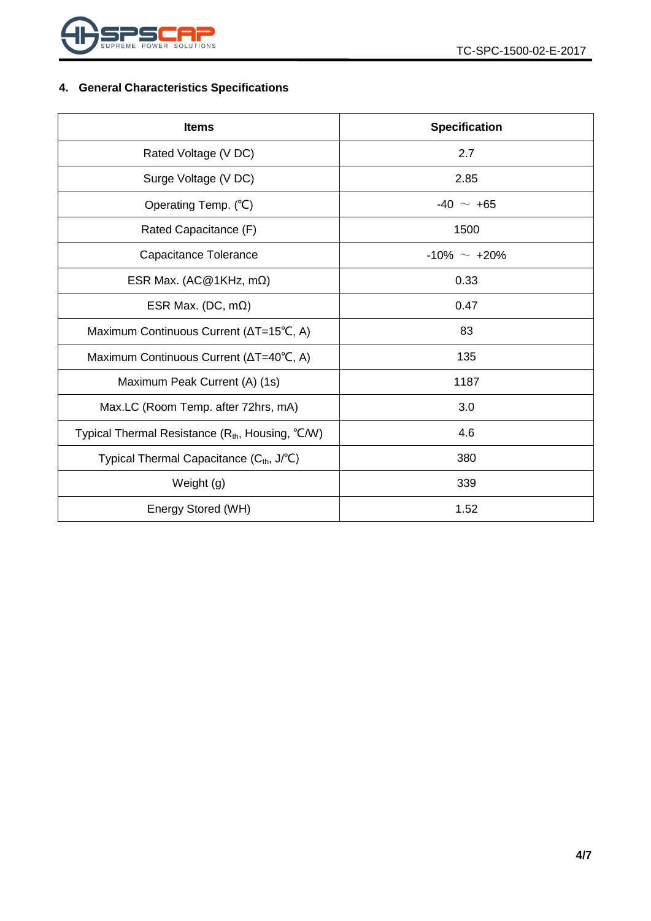## 4. General Characteristics Specifications

| Items | Specification |
|---|---|
| Rated Voltage (V DC) | 2.7 |
| Surge Voltage (V DC) | 2.85 |
| Operating Temp. (℃) | -40 ～ +65 |
| Rated Capacitance (F) | 1500 |
| Capacitance Tolerance | -10% ～ +20% |
| ESR Max. (AC@1KHz, mΩ) | 0.33 |
| ESR Max. (DC, mΩ) | 0.47 |
| Maximum Continuous Current (ΔT=15℃, A) | 83 |
| Maximum Continuous Current (ΔT=40℃, A) | 135 |
| Maximum Peak Current (A) (1s) | 1187 |
| Max.LC (Room Temp. after 72hrs, mA) | 3.0 |
| Typical Thermal Resistance ($R_{th}$, Housing, ℃/W) | 4.6 |
| Typical Thermal Capacitance ($C_{th}$, J/℃) | 380 |
| Weight (g) | 339 |
| Energy Stored (WH) | 1.52 |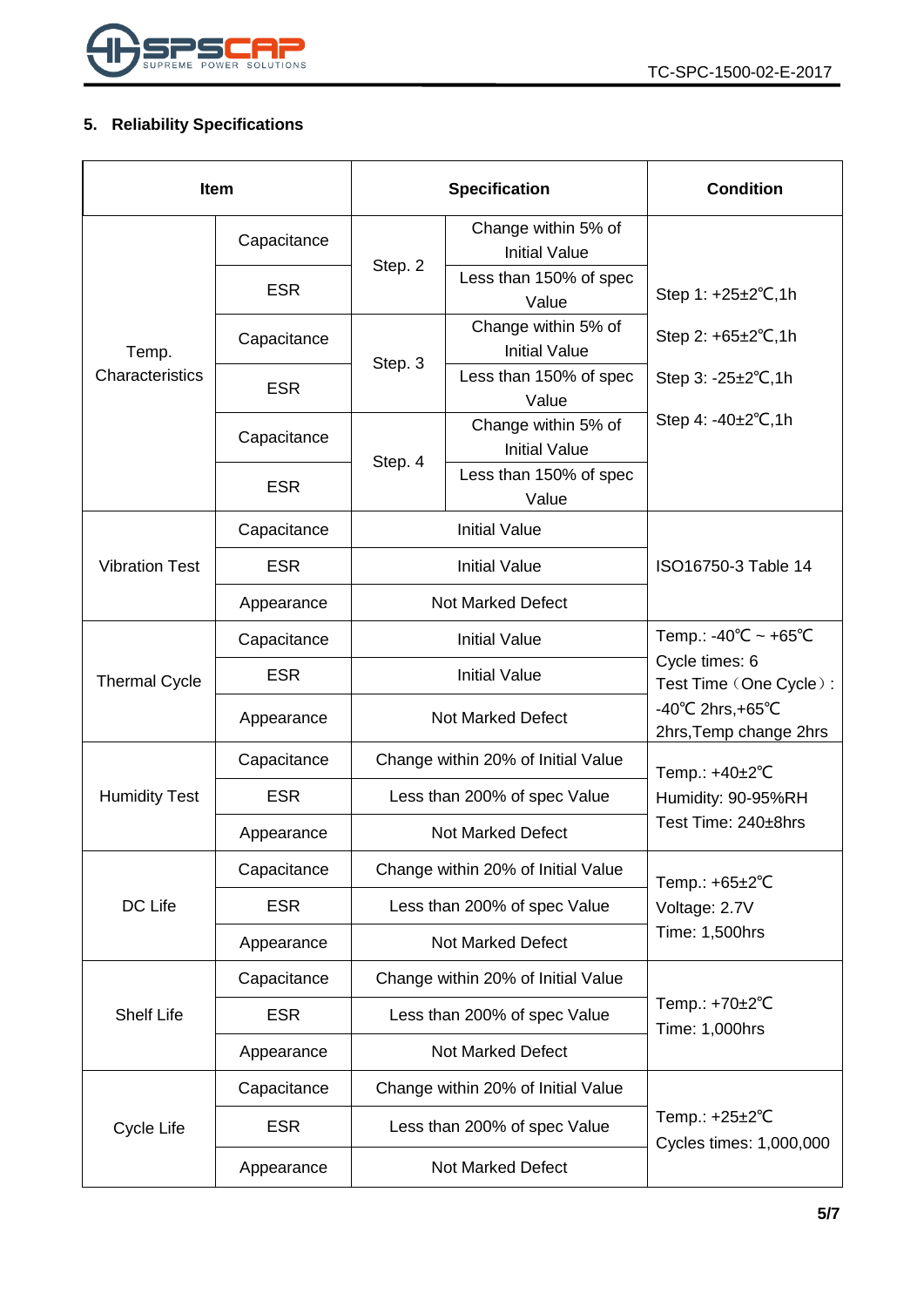## 5. Reliability Specifications

| Item | | Specification | | Condition |
|---|---|---|---|---|
| Temp. Characteristics | Capacitance | Step. 2 | Change within 5% of Initial Value | Step 1: +25±2℃,1h<br>Step 2: +65±2℃,1h<br>Step 3: -25±2℃,1h<br>Step 4: -40±2℃,1h |
| | ESR | | Less than 150% of spec Value | |
| | Capacitance | Step. 3 | Change within 5% of Initial Value | |
| | ESR | | Less than 150% of spec Value | |
| | Capacitance | Step. 4 | Change within 5% of Initial Value | |
| | ESR | | Less than 150% of spec Value | |
| Vibration Test | Capacitance | Initial Value | | ISO16750-3 Table 14 |
| | ESR | Initial Value | | |
| | Appearance | Not Marked Defect | | |
| Thermal Cycle | Capacitance | Initial Value | | Temp.: -40℃ ~ +65℃<br>Cycle times: 6<br>Test Time（One Cycle）: -40℃ 2hrs,+65℃ 2hrs,Temp change 2hrs |
| | ESR | Initial Value | | |
| | Appearance | Not Marked Defect | | |
| Humidity Test | Capacitance | Change within 20% of Initial Value | | Temp.: +40±2℃<br>Humidity: 90-95%RH<br>Test Time: 240±8hrs |
| | ESR | Less than 200% of spec Value | | |
| | Appearance | Not Marked Defect | | |
| DC Life | Capacitance | Change within 20% of Initial Value | | Temp.: +65±2℃<br>Voltage: 2.7V<br>Time: 1,500hrs |
| | ESR | Less than 200% of spec Value | | |
| | Appearance | Not Marked Defect | | |
| Shelf Life | Capacitance | Change within 20% of Initial Value | | Temp.: +70±2℃<br>Time: 1,000hrs |
| | ESR | Less than 200% of spec Value | | |
| | Appearance | Not Marked Defect | | |
| Cycle Life | Capacitance | Change within 20% of Initial Value | | Temp.: +25±2℃<br>Cycles times: 1,000,000 |
| | ESR | Less than 200% of spec Value | | |
| | Appearance | Not Marked Defect | | |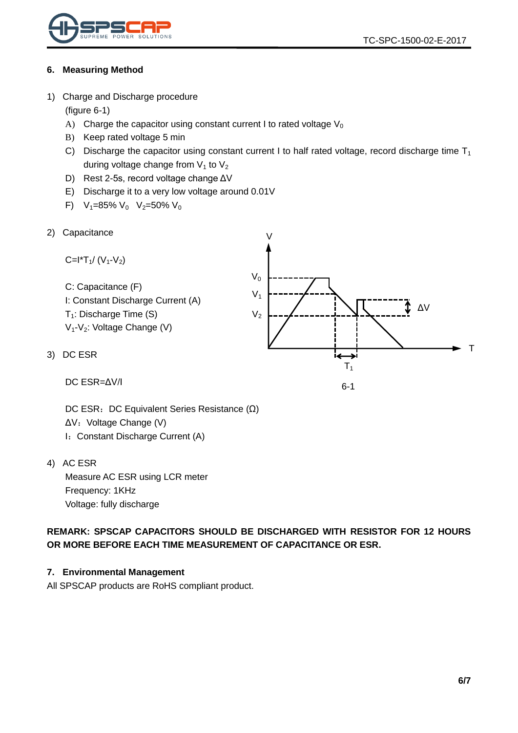## 6. Measuring Method

1) Charge and Discharge procedure

   (figure 6-1)

   A) Charge the capacitor using constant current I to rated voltage $V_0$
   B) Keep rated voltage 5 min
   C) Discharge the capacitor using constant current I to half rated voltage, record discharge time $T_1$ during voltage change from $V_1$ to $V_2$
   D) Rest 2-5s, record voltage change ΔV
   E) Discharge it to a very low voltage around 0.01V
   F) $V_1$=85% $V_0$  $V_2$=50% $V_0$

2) Capacitance

   $C=I*T_1/(V_1-V_2)$

   C: Capacitance (F)
   I: Constant Discharge Current (A)
   $T_1$: Discharge Time (S)
   $V_1$-$V_2$: Voltage Change (V)

3) DC ESR

   DC ESR=ΔV/I

   DC ESR：DC Equivalent Series Resistance (Ω)
   ΔV：Voltage Change (V)
   I：Constant Discharge Current (A)

6-1

4) AC ESR

   Measure AC ESR using LCR meter
   Frequency: 1KHz
   Voltage: fully discharge

**REMARK: SPSCAP CAPACITORS SHOULD BE DISCHARGED WITH RESISTOR FOR 12 HOURS OR MORE BEFORE EACH TIME MEASUREMENT OF CAPACITANCE OR ESR.**

## 7. Environmental Management

All SPSCAP products are RoHS compliant product.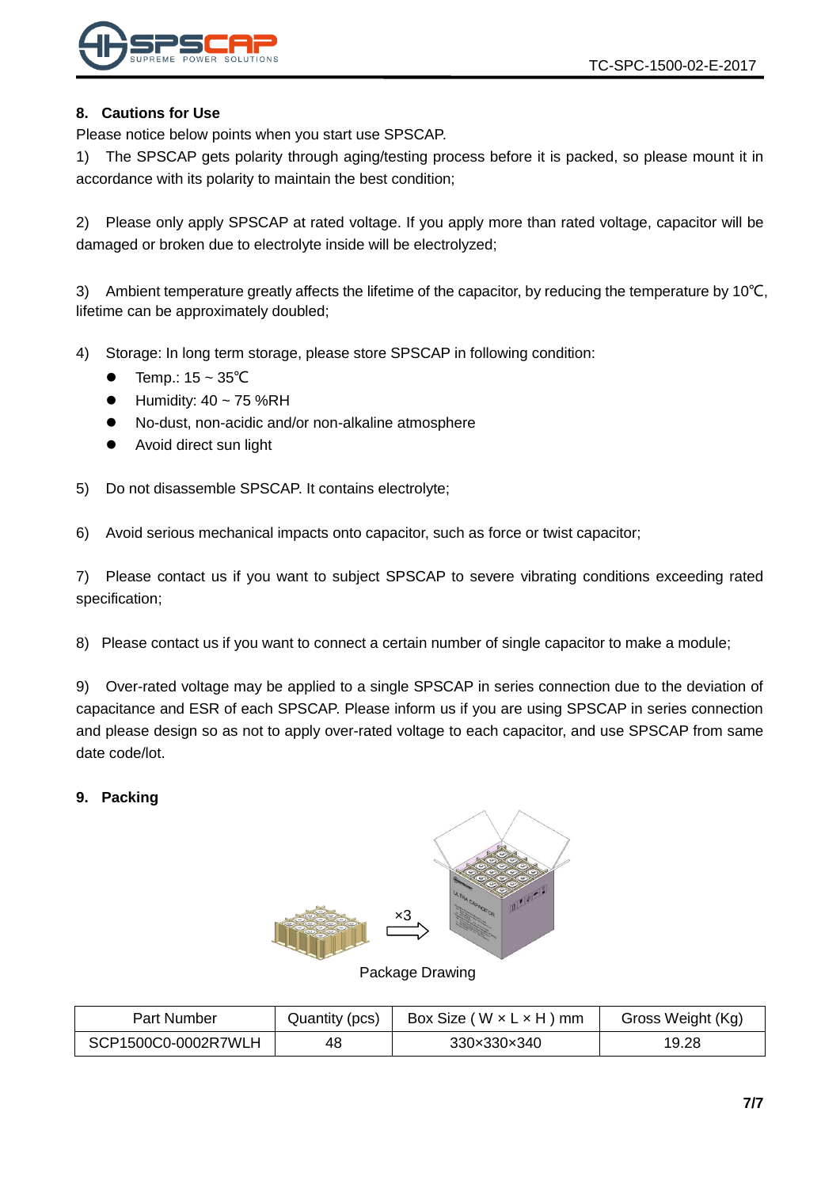## 8. Cautions for Use

Please notice below points when you start use SPSCAP.

1) The SPSCAP gets polarity through aging/testing process before it is packed, so please mount it in accordance with its polarity to maintain the best condition;

2) Please only apply SPSCAP at rated voltage. If you apply more than rated voltage, capacitor will be damaged or broken due to electrolyte inside will be electrolyzed;

3) Ambient temperature greatly affects the lifetime of the capacitor, by reducing the temperature by 10℃, lifetime can be approximately doubled;

4) Storage: In long term storage, please store SPSCAP in following condition:

- Temp.: 15 ~ 35℃
- Humidity: 40 ~ 75 %RH
- No-dust, non-acidic and/or non-alkaline atmosphere
- Avoid direct sun light

5) Do not disassemble SPSCAP. It contains electrolyte;

6) Avoid serious mechanical impacts onto capacitor, such as force or twist capacitor;

7) Please contact us if you want to subject SPSCAP to severe vibrating conditions exceeding rated specification;

8) Please contact us if you want to connect a certain number of single capacitor to make a module;

9) Over-rated voltage may be applied to a single SPSCAP in series connection due to the deviation of capacitance and ESR of each SPSCAP. Please inform us if you are using SPSCAP in series connection and please design so as not to apply over-rated voltage to each capacitor, and use SPSCAP from same date code/lot.

## 9. Packing

×3

Package Drawing

| Part Number | Quantity (pcs) | Box Size ( W × L × H ) mm | Gross Weight (Kg) |
|---|---|---|---|
| SCP1500C0-0002R7WLH | 48 | 330×330×340 | 19.28 |